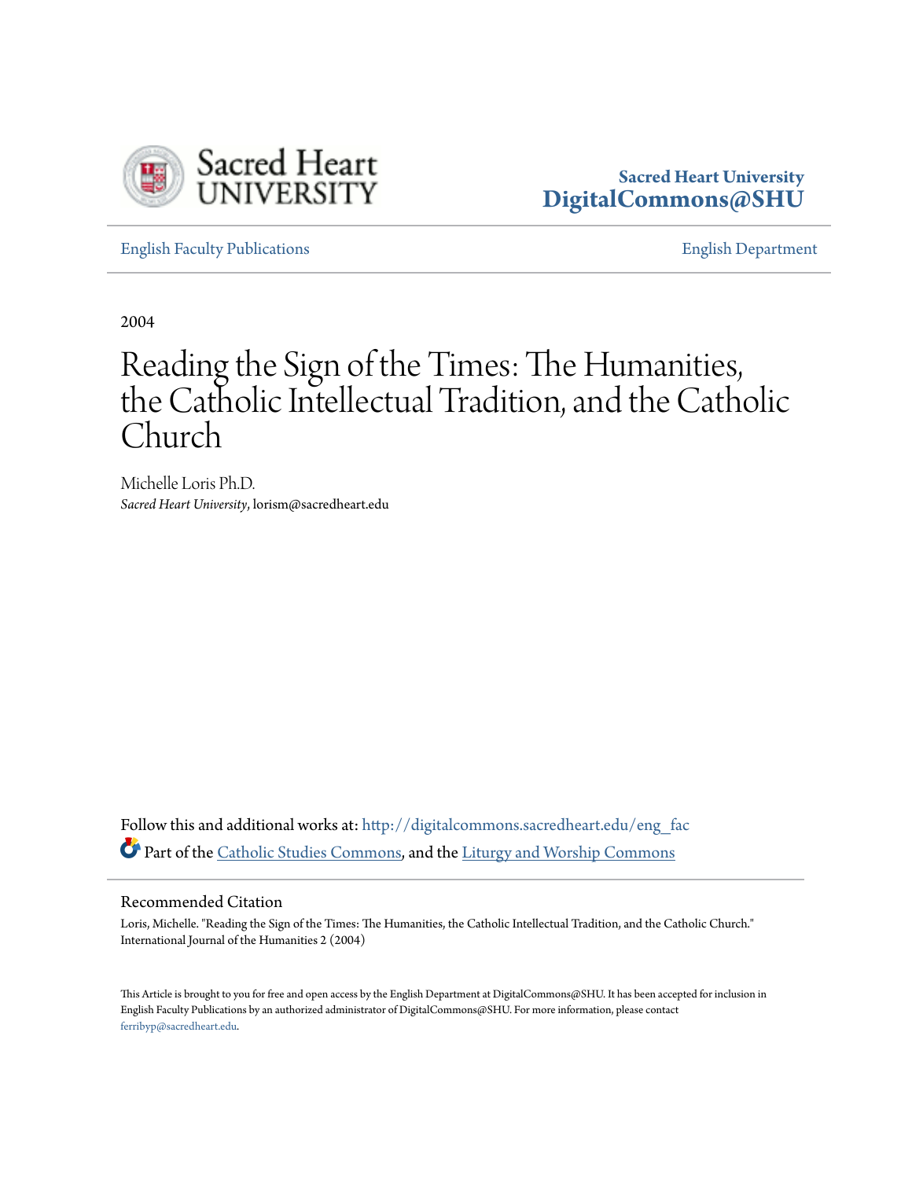Sacred Heart University
DigitalCommons@SHU

English Faculty Publications | English Department

2004

# Reading the Sign of the Times: The Humanities, the Catholic Intellectual Tradition, and the Catholic Church

Michelle Loris Ph.D.
*Sacred Heart University*, lorism@sacredheart.edu

Follow this and additional works at: http://digitalcommons.sacredheart.edu/eng_fac

Part of the Catholic Studies Commons, and the Liturgy and Worship Commons

## Recommended Citation

Loris, Michelle. "Reading the Sign of the Times: The Humanities, the Catholic Intellectual Tradition, and the Catholic Church." International Journal of the Humanities 2 (2004)

This Article is brought to you for free and open access by the English Department at DigitalCommons@SHU. It has been accepted for inclusion in English Faculty Publications by an authorized administrator of DigitalCommons@SHU. For more information, please contact ferribyp@sacredheart.edu.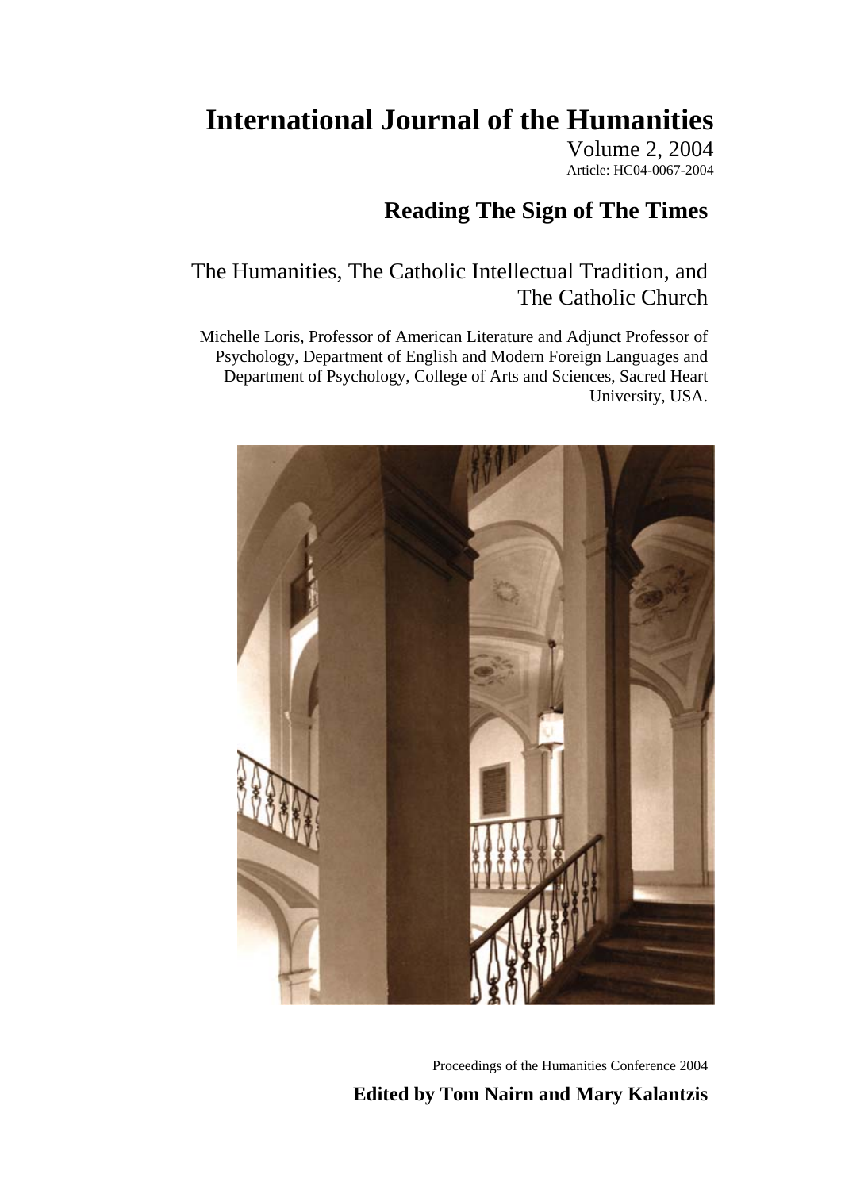# International Journal of the Humanities

Volume 2, 2004

Article: HC04-0067-2004

## Reading The Sign of The Times

The Humanities, The Catholic Intellectual Tradition, and The Catholic Church

Michelle Loris, Professor of American Literature and Adjunct Professor of Psychology, Department of English and Modern Foreign Languages and Department of Psychology, College of Arts and Sciences, Sacred Heart University, USA.

Proceedings of the Humanities Conference 2004

**Edited by Tom Nairn and Mary Kalantzis**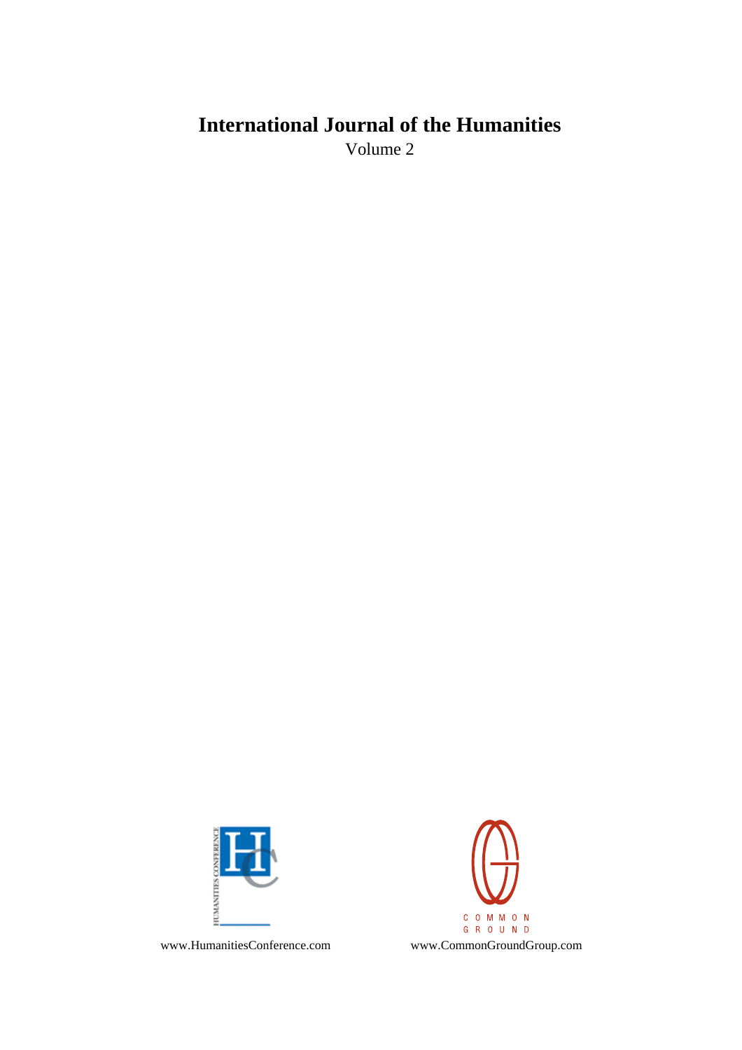# International Journal of the Humanities

Volume 2

HUMANITIES CONFERENCE

www.HumanitiesConference.com

COMMON GROUND

www.CommonGroundGroup.com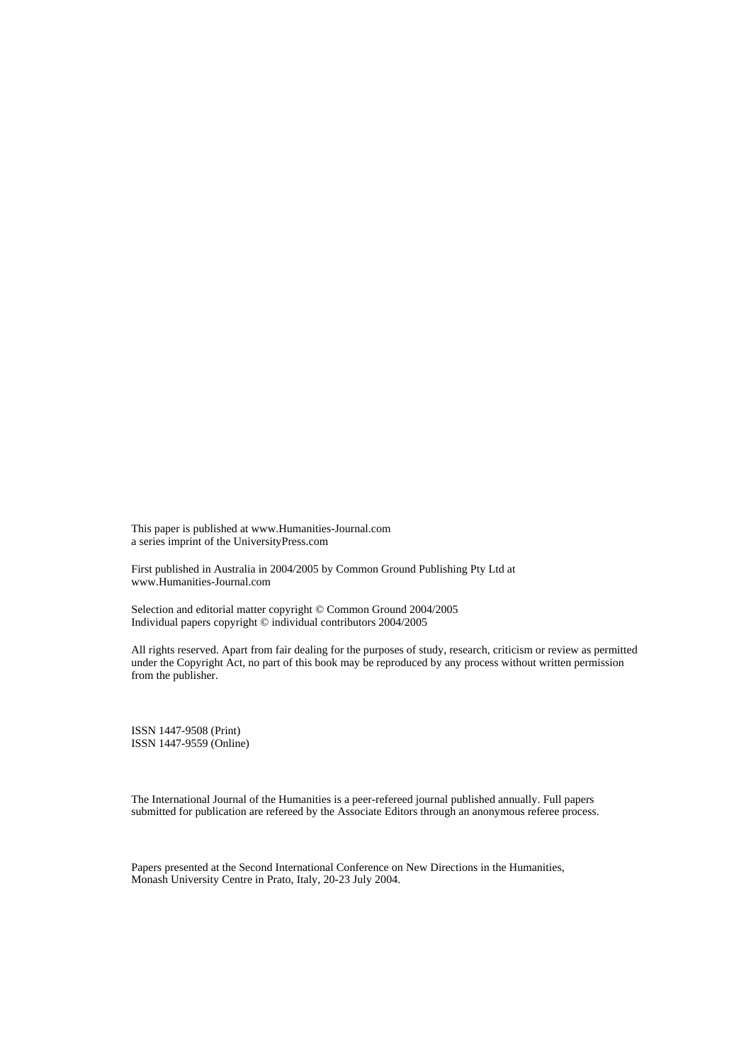This paper is published at www.Humanities-Journal.com
a series imprint of the UniversityPress.com

First published in Australia in 2004/2005 by Common Ground Publishing Pty Ltd at
www.Humanities-Journal.com

Selection and editorial matter copyright © Common Ground 2004/2005
Individual papers copyright © individual contributors 2004/2005

All rights reserved. Apart from fair dealing for the purposes of study, research, criticism or review as permitted under the Copyright Act, no part of this book may be reproduced by any process without written permission from the publisher.

ISSN 1447-9508 (Print)
ISSN 1447-9559 (Online)

The International Journal of the Humanities is a peer-refereed journal published annually. Full papers submitted for publication are refereed by the Associate Editors through an anonymous referee process.

Papers presented at the Second International Conference on New Directions in the Humanities,
Monash University Centre in Prato, Italy, 20-23 July 2004.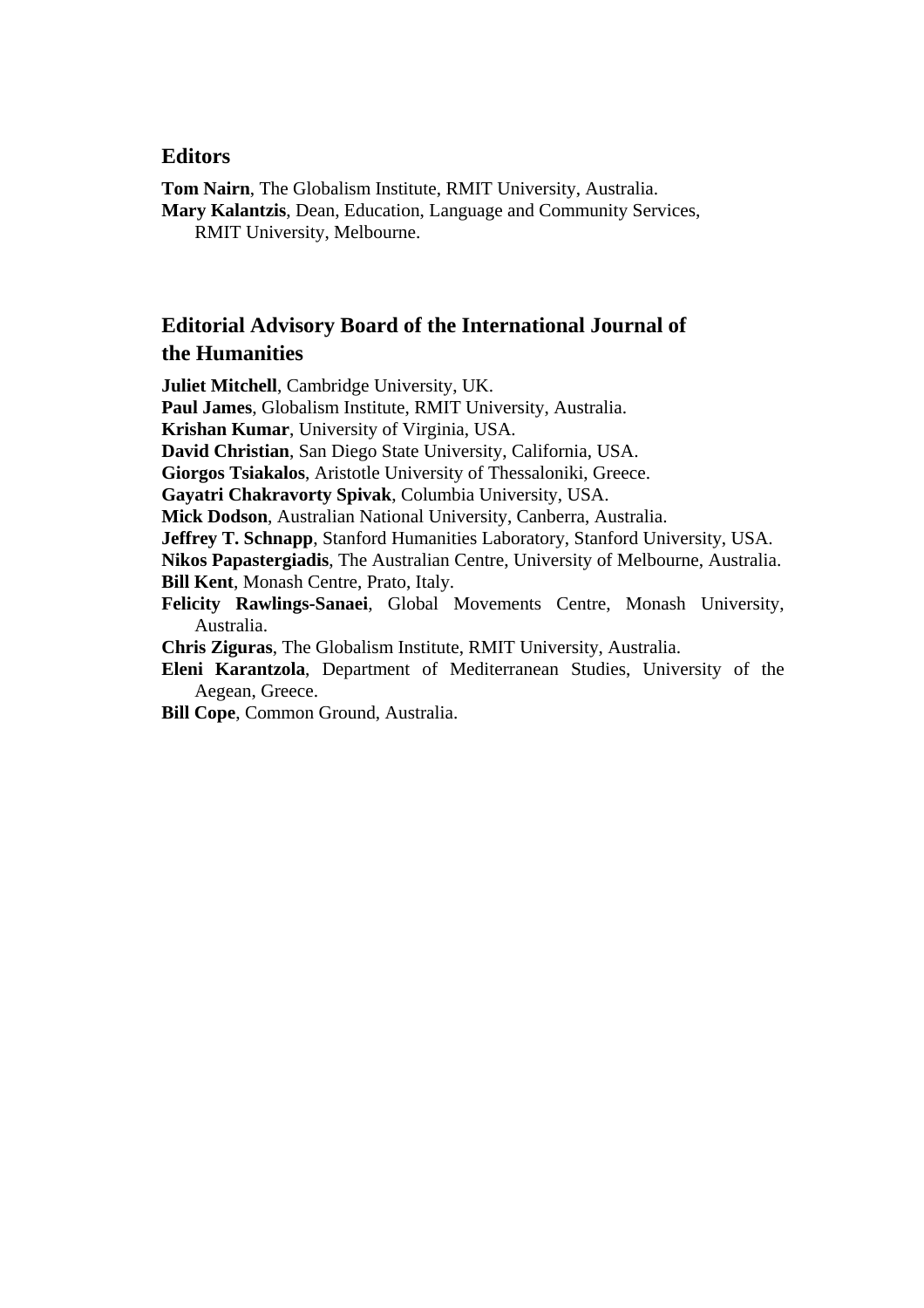## Editors

**Tom Nairn**, The Globalism Institute, RMIT University, Australia.
**Mary Kalantzis**, Dean, Education, Language and Community Services, RMIT University, Melbourne.

## Editorial Advisory Board of the International Journal of the Humanities

**Juliet Mitchell**, Cambridge University, UK.
**Paul James**, Globalism Institute, RMIT University, Australia.
**Krishan Kumar**, University of Virginia, USA.
**David Christian**, San Diego State University, California, USA.
**Giorgos Tsiakalos**, Aristotle University of Thessaloniki, Greece.
**Gayatri Chakravorty Spivak**, Columbia University, USA.
**Mick Dodson**, Australian National University, Canberra, Australia.
**Jeffrey T. Schnapp**, Stanford Humanities Laboratory, Stanford University, USA.
**Nikos Papastergiadis**, The Australian Centre, University of Melbourne, Australia.
**Bill Kent**, Monash Centre, Prato, Italy.
**Felicity Rawlings-Sanaei**, Global Movements Centre, Monash University, Australia.
**Chris Ziguras**, The Globalism Institute, RMIT University, Australia.
**Eleni Karantzola**, Department of Mediterranean Studies, University of the Aegean, Greece.
**Bill Cope**, Common Ground, Australia.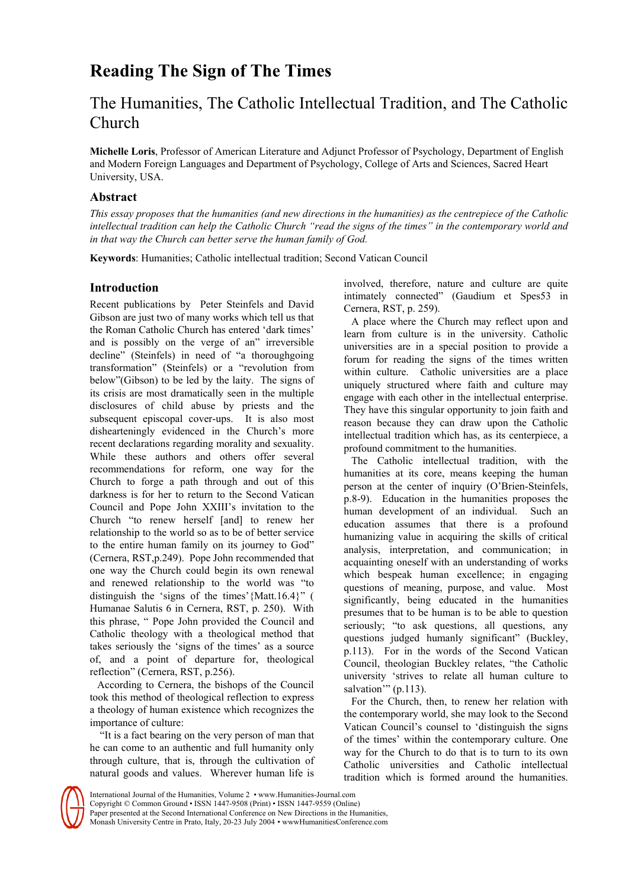# Reading The Sign of The Times

## The Humanities, The Catholic Intellectual Tradition, and The Catholic Church

**Michelle Loris**, Professor of American Literature and Adjunct Professor of Psychology, Department of English and Modern Foreign Languages and Department of Psychology, College of Arts and Sciences, Sacred Heart University, USA.

### Abstract

*This essay proposes that the humanities (and new directions in the humanities) as the centrepiece of the Catholic intellectual tradition can help the Catholic Church "read the signs of the times" in the contemporary world and in that way the Church can better serve the human family of God.*

**Keywords**: Humanities; Catholic intellectual tradition; Second Vatican Council

### Introduction

Recent publications by Peter Steinfels and David Gibson are just two of many works which tell us that the Roman Catholic Church has entered 'dark times' and is possibly on the verge of an" irreversible decline" (Steinfels) in need of "a thoroughgoing transformation" (Steinfels) or a "revolution from below"(Gibson) to be led by the laity. The signs of its crisis are most dramatically seen in the multiple disclosures of child abuse by priests and the subsequent episcopal cover-ups. It is also most dishearteningly evidenced in the Church's more recent declarations regarding morality and sexuality. While these authors and others offer several recommendations for reform, one way for the Church to forge a path through and out of this darkness is for her to return to the Second Vatican Council and Pope John XXIII's invitation to the Church "to renew herself [and] to renew her relationship to the world so as to be of better service to the entire human family on its journey to God" (Cernera, RST,p.249). Pope John recommended that one way the Church could begin its own renewal and renewed relationship to the world was "to distinguish the 'signs of the times'{Matt.16.4}" ( Humanae Salutis 6 in Cernera, RST, p. 250). With this phrase, " Pope John provided the Council and Catholic theology with a theological method that takes seriously the 'signs of the times' as a source of, and a point of departure for, theological reflection" (Cernera, RST, p.256).

According to Cernera, the bishops of the Council took this method of theological reflection to express a theology of human existence which recognizes the importance of culture:

"It is a fact bearing on the very person of man that he can come to an authentic and full humanity only through culture, that is, through the cultivation of natural goods and values. Wherever human life is involved, therefore, nature and culture are quite intimately connected" (Gaudium et Spes53 in Cernera, RST, p. 259).

A place where the Church may reflect upon and learn from culture is in the university. Catholic universities are in a special position to provide a forum for reading the signs of the times written within culture. Catholic universities are a place uniquely structured where faith and culture may engage with each other in the intellectual enterprise. They have this singular opportunity to join faith and reason because they can draw upon the Catholic intellectual tradition which has, as its centerpiece, a profound commitment to the humanities.

The Catholic intellectual tradition, with the humanities at its core, means keeping the human person at the center of inquiry (O'Brien-Steinfels, p.8-9). Education in the humanities proposes the human development of an individual. Such an education assumes that there is a profound humanizing value in acquiring the skills of critical analysis, interpretation, and communication; in acquainting oneself with an understanding of works which bespeak human excellence; in engaging questions of meaning, purpose, and value. Most significantly, being educated in the humanities presumes that to be human is to be able to question seriously; "to ask questions, all questions, any questions judged humanly significant" (Buckley, p.113). For in the words of the Second Vatican Council, theologian Buckley relates, "the Catholic university 'strives to relate all human culture to salvation'" (p.113).

For the Church, then, to renew her relation with the contemporary world, she may look to the Second Vatican Council's counsel to 'distinguish the signs of the times' within the contemporary culture. One way for the Church to do that is to turn to its own Catholic universities and Catholic intellectual tradition which is formed around the humanities.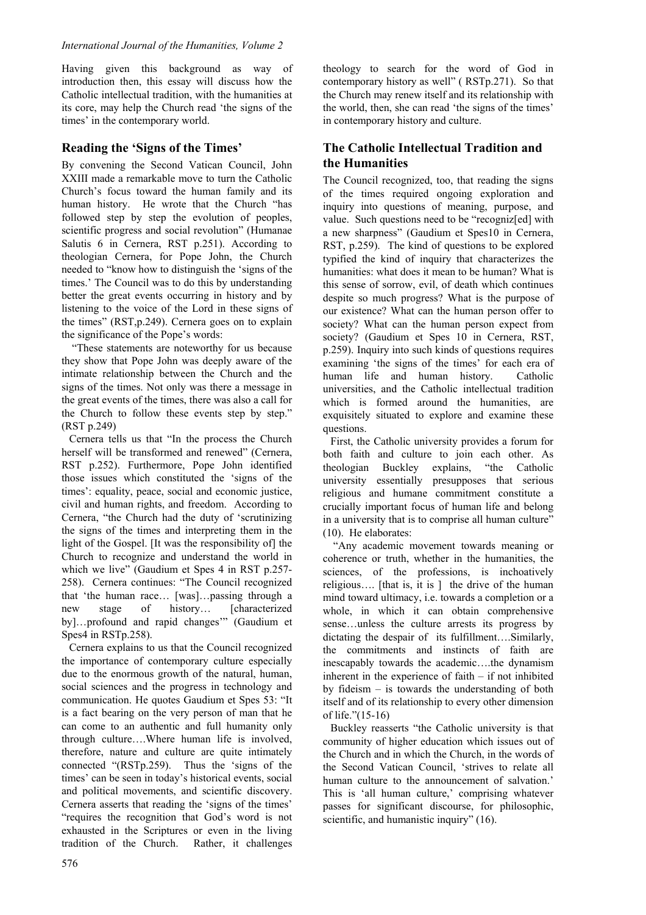Having given this background as way of introduction then, this essay will discuss how the Catholic intellectual tradition, with the humanities at its core, may help the Church read 'the signs of the times' in the contemporary world.

## Reading the 'Signs of the Times'

By convening the Second Vatican Council, John XXIII made a remarkable move to turn the Catholic Church's focus toward the human family and its human history. He wrote that the Church "has followed step by step the evolution of peoples, scientific progress and social revolution" (Humanae Salutis 6 in Cernera, RST p.251). According to theologian Cernera, for Pope John, the Church needed to "know how to distinguish the 'signs of the times.' The Council was to do this by understanding better the great events occurring in history and by listening to the voice of the Lord in these signs of the times" (RST,p.249). Cernera goes on to explain the significance of the Pope's words:

"These statements are noteworthy for us because they show that Pope John was deeply aware of the intimate relationship between the Church and the signs of the times. Not only was there a message in the great events of the times, there was also a call for the Church to follow these events step by step." (RST p.249)

Cernera tells us that "In the process the Church herself will be transformed and renewed" (Cernera, RST p.252). Furthermore, Pope John identified those issues which constituted the 'signs of the times': equality, peace, social and economic justice, civil and human rights, and freedom. According to Cernera, "the Church had the duty of 'scrutinizing the signs of the times and interpreting them in the light of the Gospel. [It was the responsibility of] the Church to recognize and understand the world in which we live" (Gaudium et Spes 4 in RST p.257-258). Cernera continues: "The Council recognized that 'the human race… [was]…passing through a new stage of history… [characterized by]…profound and rapid changes'" (Gaudium et Spes4 in RSTp.258).

Cernera explains to us that the Council recognized the importance of contemporary culture especially due to the enormous growth of the natural, human, social sciences and the progress in technology and communication. He quotes Gaudium et Spes 53: "It is a fact bearing on the very person of man that he can come to an authentic and full humanity only through culture….Where human life is involved, therefore, nature and culture are quite intimately connected "(RSTp.259). Thus the 'signs of the times' can be seen in today's historical events, social and political movements, and scientific discovery. Cernera asserts that reading the 'signs of the times' "requires the recognition that God's word is not exhausted in the Scriptures or even in the living tradition of the Church. Rather, it challenges theology to search for the word of God in contemporary history as well" ( RSTp.271). So that the Church may renew itself and its relationship with the world, then, she can read 'the signs of the times' in contemporary history and culture.

## The Catholic Intellectual Tradition and the Humanities

The Council recognized, too, that reading the signs of the times required ongoing exploration and inquiry into questions of meaning, purpose, and value. Such questions need to be "recogniz[ed] with a new sharpness" (Gaudium et Spes10 in Cernera, RST, p.259). The kind of questions to be explored typified the kind of inquiry that characterizes the humanities: what does it mean to be human? What is this sense of sorrow, evil, of death which continues despite so much progress? What is the purpose of our existence? What can the human person offer to society? What can the human person expect from society? (Gaudium et Spes 10 in Cernera, RST, p.259). Inquiry into such kinds of questions requires examining 'the signs of the times' for each era of human life and human history. Catholic universities, and the Catholic intellectual tradition which is formed around the humanities, are exquisitely situated to explore and examine these questions.

First, the Catholic university provides a forum for both faith and culture to join each other. As theologian Buckley explains, "the Catholic university essentially presupposes that serious religious and humane commitment constitute a crucially important focus of human life and belong in a university that is to comprise all human culture" (10). He elaborates:

"Any academic movement towards meaning or coherence or truth, whether in the humanities, the sciences, of the professions, is inchoatively religious…. [that is, it is ] the drive of the human mind toward ultimacy, i.e. towards a completion or a whole, in which it can obtain comprehensive sense…unless the culture arrests its progress by dictating the despair of its fulfillment….Similarly, the commitments and instincts of faith are inescapably towards the academic….the dynamism inherent in the experience of faith – if not inhibited by fideism – is towards the understanding of both itself and of its relationship to every other dimension of life."(15-16)

Buckley reasserts "the Catholic university is that community of higher education which issues out of the Church and in which the Church, in the words of the Second Vatican Council, 'strives to relate all human culture to the announcement of salvation.' This is 'all human culture,' comprising whatever passes for significant discourse, for philosophic, scientific, and humanistic inquiry" (16).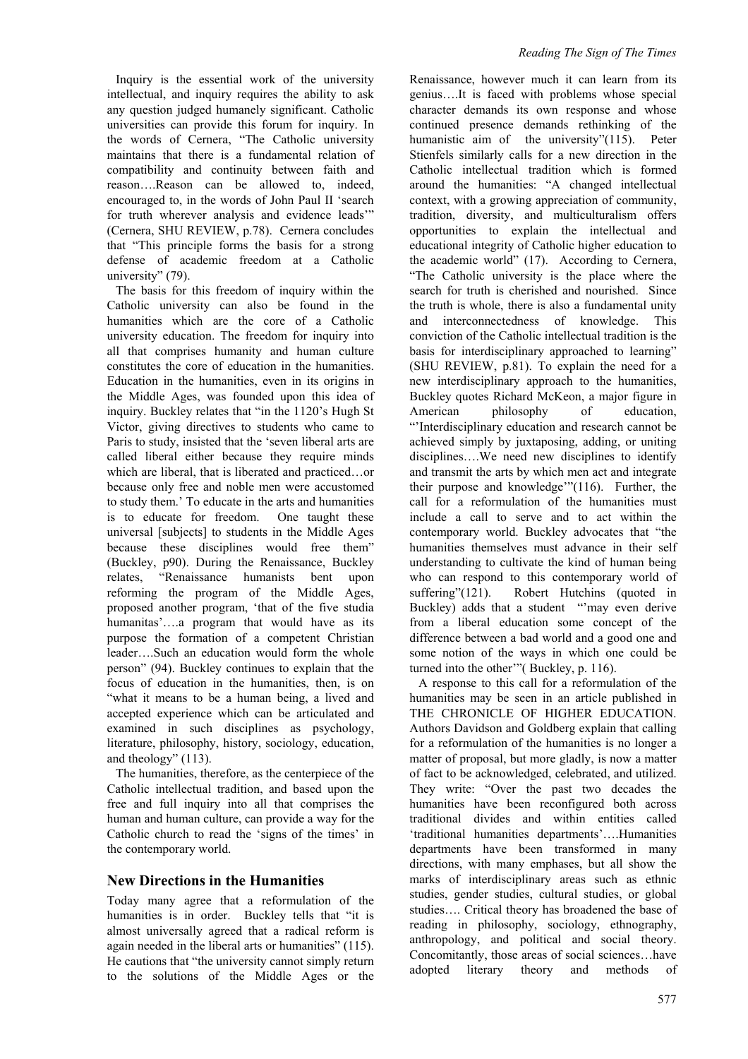Inquiry is the essential work of the university intellectual, and inquiry requires the ability to ask any question judged humanely significant. Catholic universities can provide this forum for inquiry. In the words of Cernera, "The Catholic university maintains that there is a fundamental relation of compatibility and continuity between faith and reason….Reason can be allowed to, indeed, encouraged to, in the words of John Paul II 'search for truth wherever analysis and evidence leads'" (Cernera, SHU REVIEW, p.78). Cernera concludes that "This principle forms the basis for a strong defense of academic freedom at a Catholic university" (79).

The basis for this freedom of inquiry within the Catholic university can also be found in the humanities which are the core of a Catholic university education. The freedom for inquiry into all that comprises humanity and human culture constitutes the core of education in the humanities. Education in the humanities, even in its origins in the Middle Ages, was founded upon this idea of inquiry. Buckley relates that "in the 1120's Hugh St Victor, giving directives to students who came to Paris to study, insisted that the 'seven liberal arts are called liberal either because they require minds which are liberal, that is liberated and practiced…or because only free and noble men were accustomed to study them.' To educate in the arts and humanities is to educate for freedom. One taught these universal [subjects] to students in the Middle Ages because these disciplines would free them" (Buckley, p90). During the Renaissance, Buckley relates, "Renaissance humanists bent upon reforming the program of the Middle Ages, proposed another program, 'that of the five studia humanitas'….a program that would have as its purpose the formation of a competent Christian leader….Such an education would form the whole person" (94). Buckley continues to explain that the focus of education in the humanities, then, is on "what it means to be a human being, a lived and accepted experience which can be articulated and examined in such disciplines as psychology, literature, philosophy, history, sociology, education, and theology" (113).

The humanities, therefore, as the centerpiece of the Catholic intellectual tradition, and based upon the free and full inquiry into all that comprises the human and human culture, can provide a way for the Catholic church to read the 'signs of the times' in the contemporary world.

## New Directions in the Humanities

Today many agree that a reformulation of the humanities is in order. Buckley tells that "it is almost universally agreed that a radical reform is again needed in the liberal arts or humanities" (115). He cautions that "the university cannot simply return to the solutions of the Middle Ages or the Renaissance, however much it can learn from its genius….It is faced with problems whose special character demands its own response and whose continued presence demands rethinking of the humanistic aim of the university"(115). Peter Stienfels similarly calls for a new direction in the Catholic intellectual tradition which is formed around the humanities: "A changed intellectual context, with a growing appreciation of community, tradition, diversity, and multiculturalism offers opportunities to explain the intellectual and educational integrity of Catholic higher education to the academic world" (17). According to Cernera, "The Catholic university is the place where the search for truth is cherished and nourished. Since the truth is whole, there is also a fundamental unity and interconnectedness of knowledge. This conviction of the Catholic intellectual tradition is the basis for interdisciplinary approached to learning" (SHU REVIEW, p.81). To explain the need for a new interdisciplinary approach to the humanities, Buckley quotes Richard McKeon, a major figure in American philosophy of education, "'Interdisciplinary education and research cannot be achieved simply by juxtaposing, adding, or uniting disciplines….We need new disciplines to identify and transmit the arts by which men act and integrate their purpose and knowledge'"(116). Further, the call for a reformulation of the humanities must include a call to serve and to act within the contemporary world. Buckley advocates that "the humanities themselves must advance in their self understanding to cultivate the kind of human being who can respond to this contemporary world of suffering"(121). Robert Hutchins (quoted in Buckley) adds that a student "'may even derive from a liberal education some concept of the difference between a bad world and a good one and some notion of the ways in which one could be turned into the other'"( Buckley, p. 116).

A response to this call for a reformulation of the humanities may be seen in an article published in THE CHRONICLE OF HIGHER EDUCATION. Authors Davidson and Goldberg explain that calling for a reformulation of the humanities is no longer a matter of proposal, but more gladly, is now a matter of fact to be acknowledged, celebrated, and utilized. They write: "Over the past two decades the humanities have been reconfigured both across traditional divides and within entities called 'traditional humanities departments'….Humanities departments have been transformed in many directions, with many emphases, but all show the marks of interdisciplinary areas such as ethnic studies, gender studies, cultural studies, or global studies…. Critical theory has broadened the base of reading in philosophy, sociology, ethnography, anthropology, and political and social theory. Concomitantly, those areas of social sciences…have adopted literary theory and methods of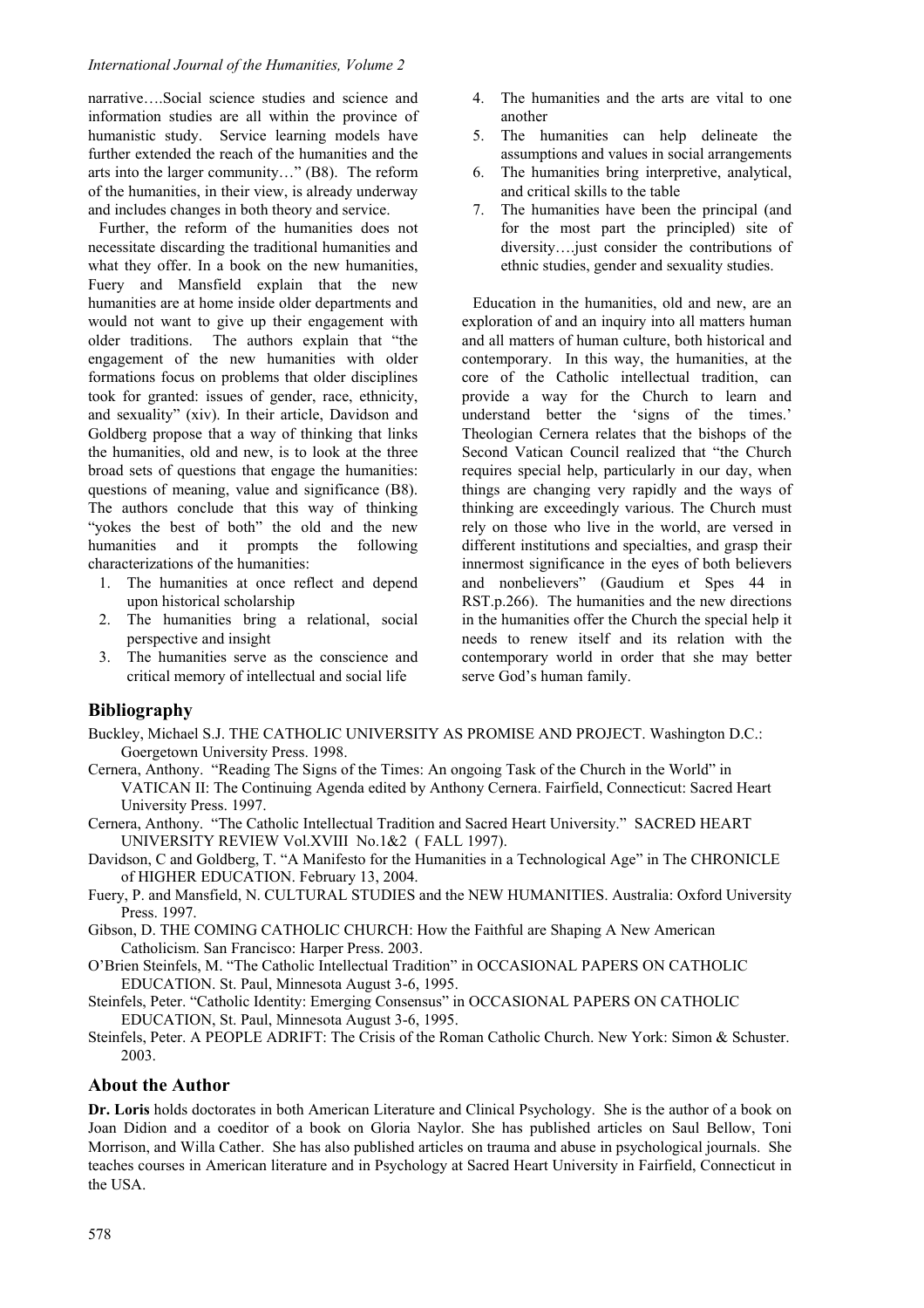narrative….Social science studies and science and information studies are all within the province of humanistic study. Service learning models have further extended the reach of the humanities and the arts into the larger community…" (B8). The reform of the humanities, in their view, is already underway and includes changes in both theory and service.

Further, the reform of the humanities does not necessitate discarding the traditional humanities and what they offer. In a book on the new humanities, Fuery and Mansfield explain that the new humanities are at home inside older departments and would not want to give up their engagement with older traditions. The authors explain that "the engagement of the new humanities with older formations focus on problems that older disciplines took for granted: issues of gender, race, ethnicity, and sexuality" (xiv). In their article, Davidson and Goldberg propose that a way of thinking that links the humanities, old and new, is to look at the three broad sets of questions that engage the humanities: questions of meaning, value and significance (B8). The authors conclude that this way of thinking "yokes the best of both" the old and the new humanities and it prompts the following characterizations of the humanities:

1. The humanities at once reflect and depend upon historical scholarship
2. The humanities bring a relational, social perspective and insight
3. The humanities serve as the conscience and critical memory of intellectual and social life
4. The humanities and the arts are vital to one another
5. The humanities can help delineate the assumptions and values in social arrangements
6. The humanities bring interpretive, analytical, and critical skills to the table
7. The humanities have been the principal (and for the most part the principled) site of diversity….just consider the contributions of ethnic studies, gender and sexuality studies.

Education in the humanities, old and new, are an exploration of and an inquiry into all matters human and all matters of human culture, both historical and contemporary. In this way, the humanities, at the core of the Catholic intellectual tradition, can provide a way for the Church to learn and understand better the 'signs of the times.' Theologian Cernera relates that the bishops of the Second Vatican Council realized that "the Church requires special help, particularly in our day, when things are changing very rapidly and the ways of thinking are exceedingly various. The Church must rely on those who live in the world, are versed in different institutions and specialties, and grasp their innermost significance in the eyes of both believers and nonbelievers" (Gaudium et Spes 44 in RST.p.266). The humanities and the new directions in the humanities offer the Church the special help it needs to renew itself and its relation with the contemporary world in order that she may better serve God's human family.

## Bibliography

Buckley, Michael S.J. THE CATHOLIC UNIVERSITY AS PROMISE AND PROJECT. Washington D.C.: Goergetown University Press. 1998.

Cernera, Anthony. "Reading The Signs of the Times: An ongoing Task of the Church in the World" in VATICAN II: The Continuing Agenda edited by Anthony Cernera. Fairfield, Connecticut: Sacred Heart University Press. 1997.

Cernera, Anthony. "The Catholic Intellectual Tradition and Sacred Heart University." SACRED HEART UNIVERSITY REVIEW Vol.XVIII No.1&2 ( FALL 1997).

Davidson, C and Goldberg, T. "A Manifesto for the Humanities in a Technological Age" in The CHRONICLE of HIGHER EDUCATION. February 13, 2004.

Fuery, P. and Mansfield, N. CULTURAL STUDIES and the NEW HUMANITIES. Australia: Oxford University Press. 1997.

Gibson, D. THE COMING CATHOLIC CHURCH: How the Faithful are Shaping A New American Catholicism. San Francisco: Harper Press. 2003.

O'Brien Steinfels, M. "The Catholic Intellectual Tradition" in OCCASIONAL PAPERS ON CATHOLIC EDUCATION. St. Paul, Minnesota August 3-6, 1995.

Steinfels, Peter. "Catholic Identity: Emerging Consensus" in OCCASIONAL PAPERS ON CATHOLIC EDUCATION, St. Paul, Minnesota August 3-6, 1995.

Steinfels, Peter. A PEOPLE ADRIFT: The Crisis of the Roman Catholic Church. New York: Simon & Schuster. 2003.

## About the Author

**Dr. Loris** holds doctorates in both American Literature and Clinical Psychology. She is the author of a book on Joan Didion and a coeditor of a book on Gloria Naylor. She has published articles on Saul Bellow, Toni Morrison, and Willa Cather. She has also published articles on trauma and abuse in psychological journals. She teaches courses in American literature and in Psychology at Sacred Heart University in Fairfield, Connecticut in the USA.